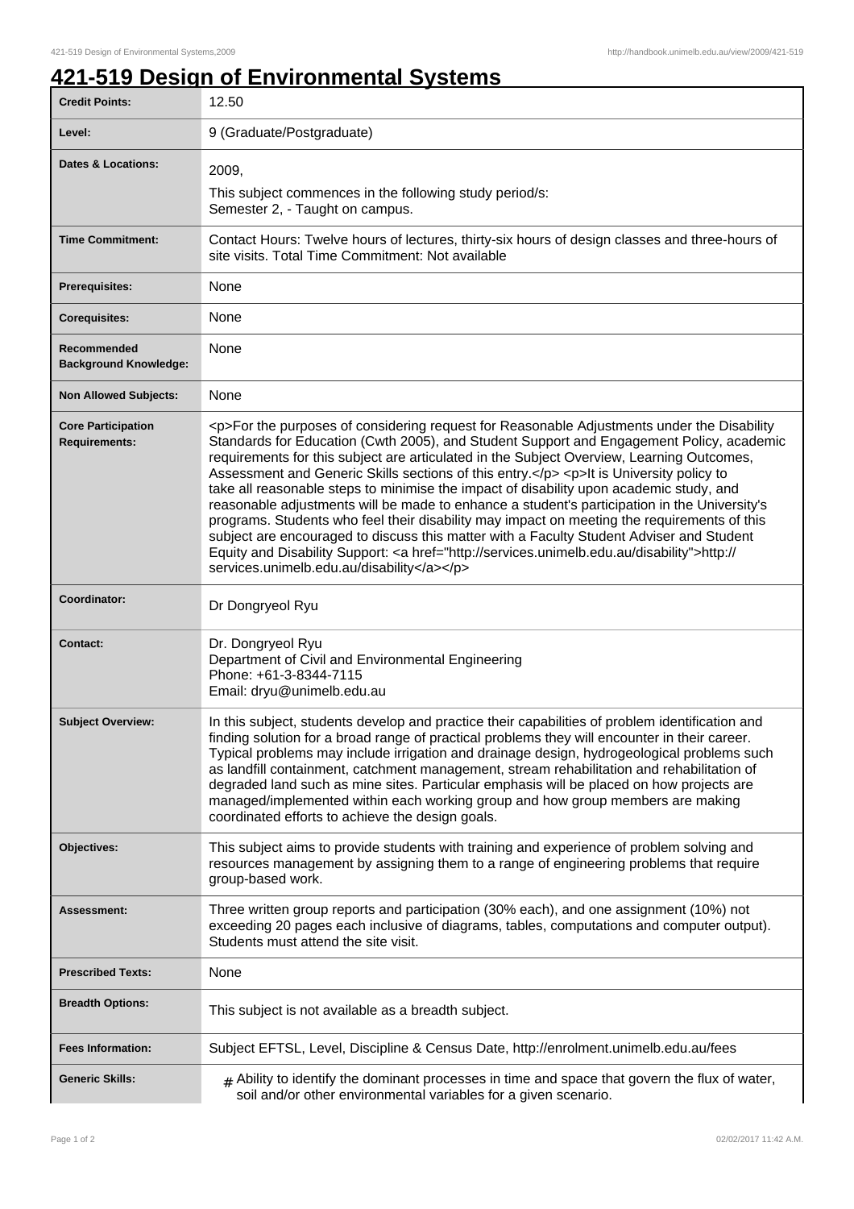# 421-519 Design of Environmental Systems

| | |
|---|---|
| **Credit Points:** | 12.50 |
| **Level:** | 9 (Graduate/Postgraduate) |
| **Dates & Locations:** | 2009,<br>This subject commences in the following study period/s:<br>Semester 2, - Taught on campus. |
| **Time Commitment:** | Contact Hours: Twelve hours of lectures, thirty-six hours of design classes and three-hours of site visits. Total Time Commitment: Not available |
| **Prerequisites:** | None |
| **Corequisites:** | None |
| **Recommended Background Knowledge:** | None |
| **Non Allowed Subjects:** | None |
| **Core Participation Requirements:** | <p>For the purposes of considering request for Reasonable Adjustments under the Disability Standards for Education (Cwth 2005), and Student Support and Engagement Policy, academic requirements for this subject are articulated in the Subject Overview, Learning Outcomes, Assessment and Generic Skills sections of this entry.</p> <p>It is University policy to take all reasonable steps to minimise the impact of disability upon academic study, and reasonable adjustments will be made to enhance a student's participation in the University's programs. Students who feel their disability may impact on meeting the requirements of this subject are encouraged to discuss this matter with a Faculty Student Adviser and Student Equity and Disability Support: <a href="http://services.unimelb.edu.au/disability">http://services.unimelb.edu.au/disability</a></p> |
| **Coordinator:** | Dr Dongryeol Ryu |
| **Contact:** | Dr. Dongryeol Ryu<br>Department of Civil and Environmental Engineering<br>Phone: +61-3-8344-7115<br>Email: dryu@unimelb.edu.au |
| **Subject Overview:** | In this subject, students develop and practice their capabilities of problem identification and finding solution for a broad range of practical problems they will encounter in their career. Typical problems may include irrigation and drainage design, hydrogeological problems such as landfill containment, catchment management, stream rehabilitation and rehabilitation of degraded land such as mine sites. Particular emphasis will be placed on how projects are managed/implemented within each working group and how group members are making coordinated efforts to achieve the design goals. |
| **Objectives:** | This subject aims to provide students with training and experience of problem solving and resources management by assigning them to a range of engineering problems that require group-based work. |
| **Assessment:** | Three written group reports and participation (30% each), and one assignment (10%) not exceeding 20 pages each inclusive of diagrams, tables, computations and computer output). Students must attend the site visit. |
| **Prescribed Texts:** | None |
| **Breadth Options:** | This subject is not available as a breadth subject. |
| **Fees Information:** | Subject EFTSL, Level, Discipline & Census Date, http://enrolment.unimelb.edu.au/fees |
| **Generic Skills:** | # Ability to identify the dominant processes in time and space that govern the flux of water, soil and/or other environmental variables for a given scenario. |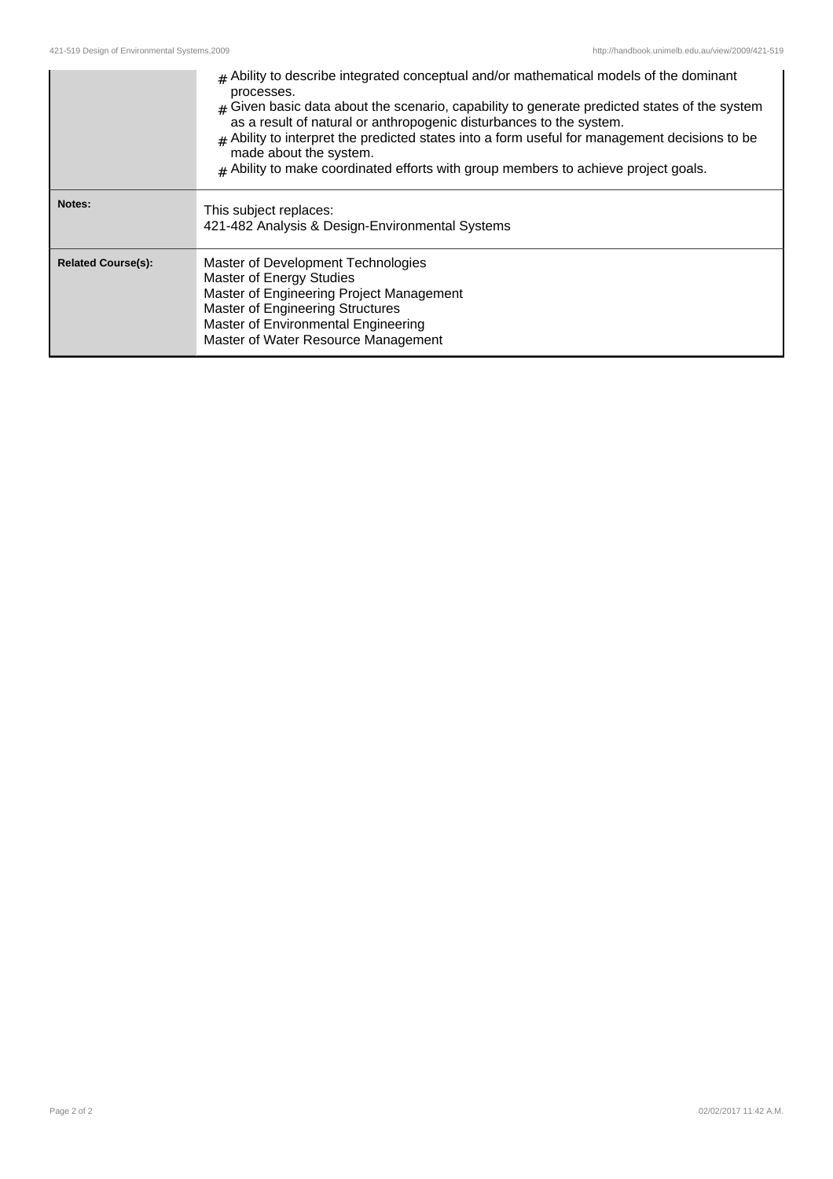| | |
|---|---|
| | # Ability to describe integrated conceptual and/or mathematical models of the dominant processes.<br># Given basic data about the scenario, capability to generate predicted states of the system as a result of natural or anthropogenic disturbances to the system.<br># Ability to interpret the predicted states into a form useful for management decisions to be made about the system.<br># Ability to make coordinated efforts with group members to achieve project goals. |
| **Notes:** | This subject replaces:<br>421-482 Analysis & Design-Environmental Systems |
| **Related Course(s):** | Master of Development Technologies<br>Master of Energy Studies<br>Master of Engineering Project Management<br>Master of Engineering Structures<br>Master of Environmental Engineering<br>Master of Water Resource Management |